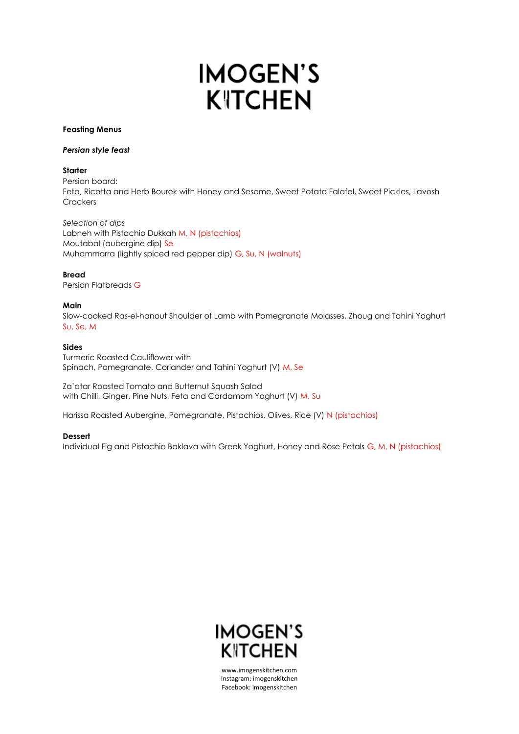# IMOGEN'S KITCHEN

**Feasting Menus**

***Persian style feast***

**Starter**

Persian board:
Feta, Ricotta and Herb Bourek with Honey and Sesame, Sweet Potato Falafel, Sweet Pickles, Lavosh Crackers

*Selection of dips*
Labneh with Pistachio Dukkah M, N (pistachios)
Moutabal (aubergine dip) Se
Muhammarra (lightly spiced red pepper dip) G, Su, N (walnuts)

**Bread**

Persian Flatbreads G

**Main**

Slow-cooked Ras-el-hanout Shoulder of Lamb with Pomegranate Molasses, Zhoug and Tahini Yoghurt Su, Se, M

**Sides**

Turmeric Roasted Cauliflower with
Spinach, Pomegranate, Coriander and Tahini Yoghurt (V) M, Se

Za'atar Roasted Tomato and Butternut Squash Salad
with Chilli, Ginger, Pine Nuts, Feta and Cardamom Yoghurt (V) M, Su

Harissa Roasted Aubergine, Pomegranate, Pistachios, Olives, Rice (V) N (pistachios)

**Dessert**

Individual Fig and Pistachio Baklava with Greek Yoghurt, Honey and Rose Petals G, M, N (pistachios)

IMOGEN'S KITCHEN

www.imogenskitchen.com
Instagram: imogenskitchen
Facebook: imogenskitchen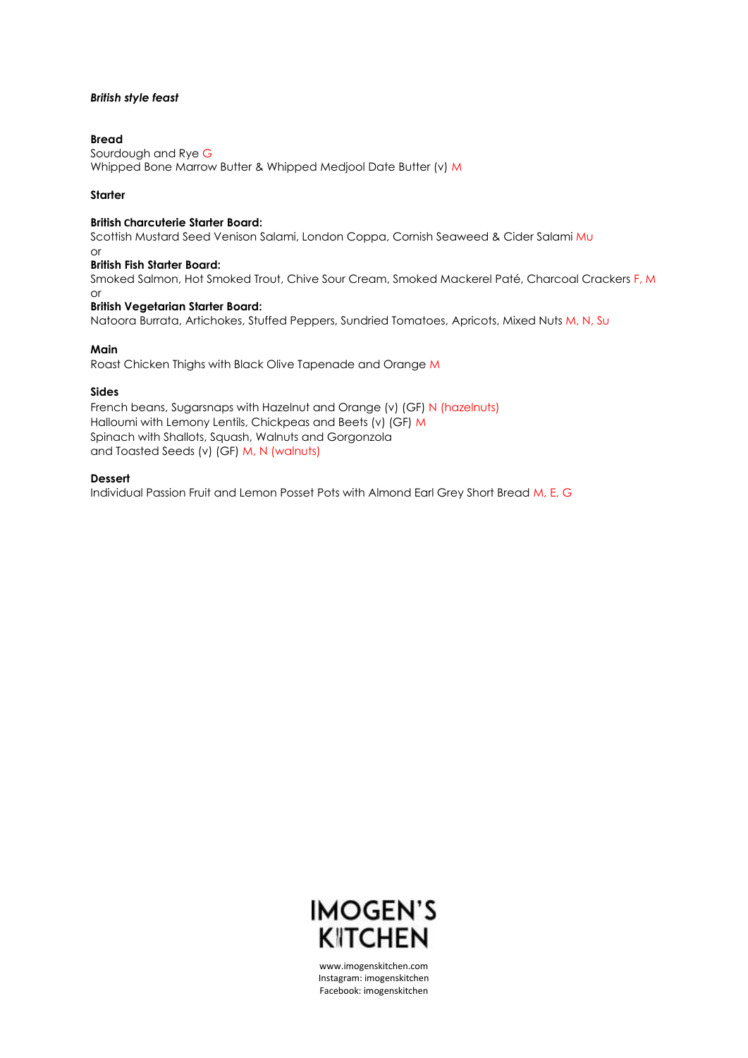***British style feast***

**Bread**
Sourdough and Rye G
Whipped Bone Marrow Butter & Whipped Medjool Date Butter (v) M

**Starter**

**British Charcuterie Starter Board:**
Scottish Mustard Seed Venison Salami, London Coppa, Cornish Seaweed & Cider Salami Mu
or
**British Fish Starter Board:**
Smoked Salmon, Hot Smoked Trout, Chive Sour Cream, Smoked Mackerel Paté, Charcoal Crackers F, M
or
**British Vegetarian Starter Board:**
Natoora Burrata, Artichokes, Stuffed Peppers, Sundried Tomatoes, Apricots, Mixed Nuts M, N, Su

**Main**
Roast Chicken Thighs with Black Olive Tapenade and Orange M

**Sides**
French beans, Sugarsnaps with Hazelnut and Orange (v) (GF) N (hazelnuts)
Halloumi with Lemony Lentils, Chickpeas and Beets (v) (GF) M
Spinach with Shallots, Squash, Walnuts and Gorgonzola
and Toasted Seeds (v) (GF) M, N (walnuts)

**Dessert**
Individual Passion Fruit and Lemon Posset Pots with Almond Earl Grey Short Bread M, E, G

IMOGEN'S KITCHEN

www.imogenskitchen.com
Instagram: imogenskitchen
Facebook: imogenskitchen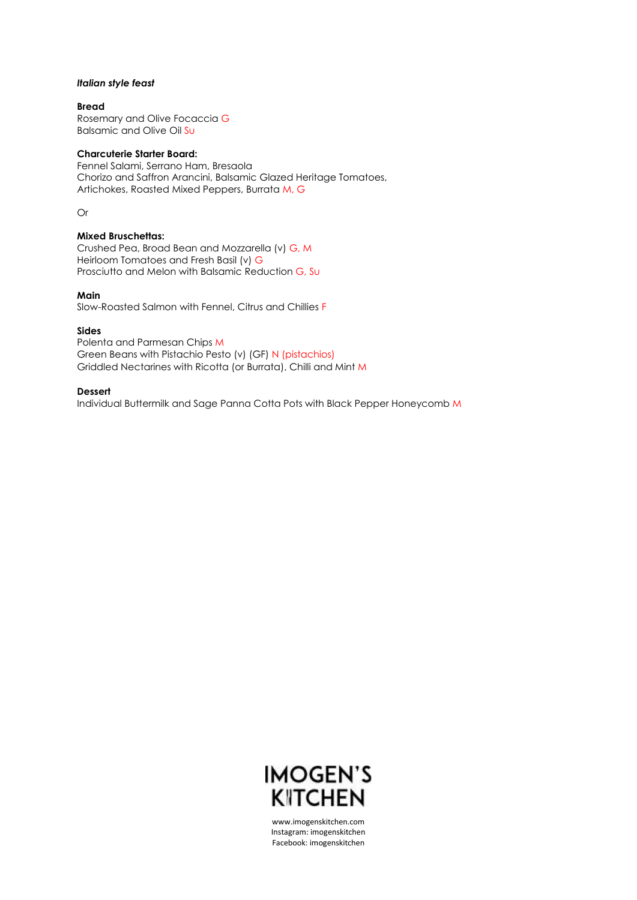***Italian style feast***

**Bread**
Rosemary and Olive Focaccia G
Balsamic and Olive Oil Su

**Charcuterie Starter Board:**
Fennel Salami, Serrano Ham, Bresaola
Chorizo and Saffron Arancini, Balsamic Glazed Heritage Tomatoes,
Artichokes, Roasted Mixed Peppers, Burrata M, G

Or

**Mixed Bruschettas:**
Crushed Pea, Broad Bean and Mozzarella (v) G, M
Heirloom Tomatoes and Fresh Basil (v) G
Prosciutto and Melon with Balsamic Reduction G, Su

**Main**
Slow-Roasted Salmon with Fennel, Citrus and Chillies F

**Sides**
Polenta and Parmesan Chips M
Green Beans with Pistachio Pesto (v) (GF) N (pistachios)
Griddled Nectarines with Ricotta (or Burrata), Chilli and Mint M

**Dessert**
Individual Buttermilk and Sage Panna Cotta Pots with Black Pepper Honeycomb M

IMOGEN'S KITCHEN

www.imogenskitchen.com
Instagram: imogenskitchen
Facebook: imogenskitchen